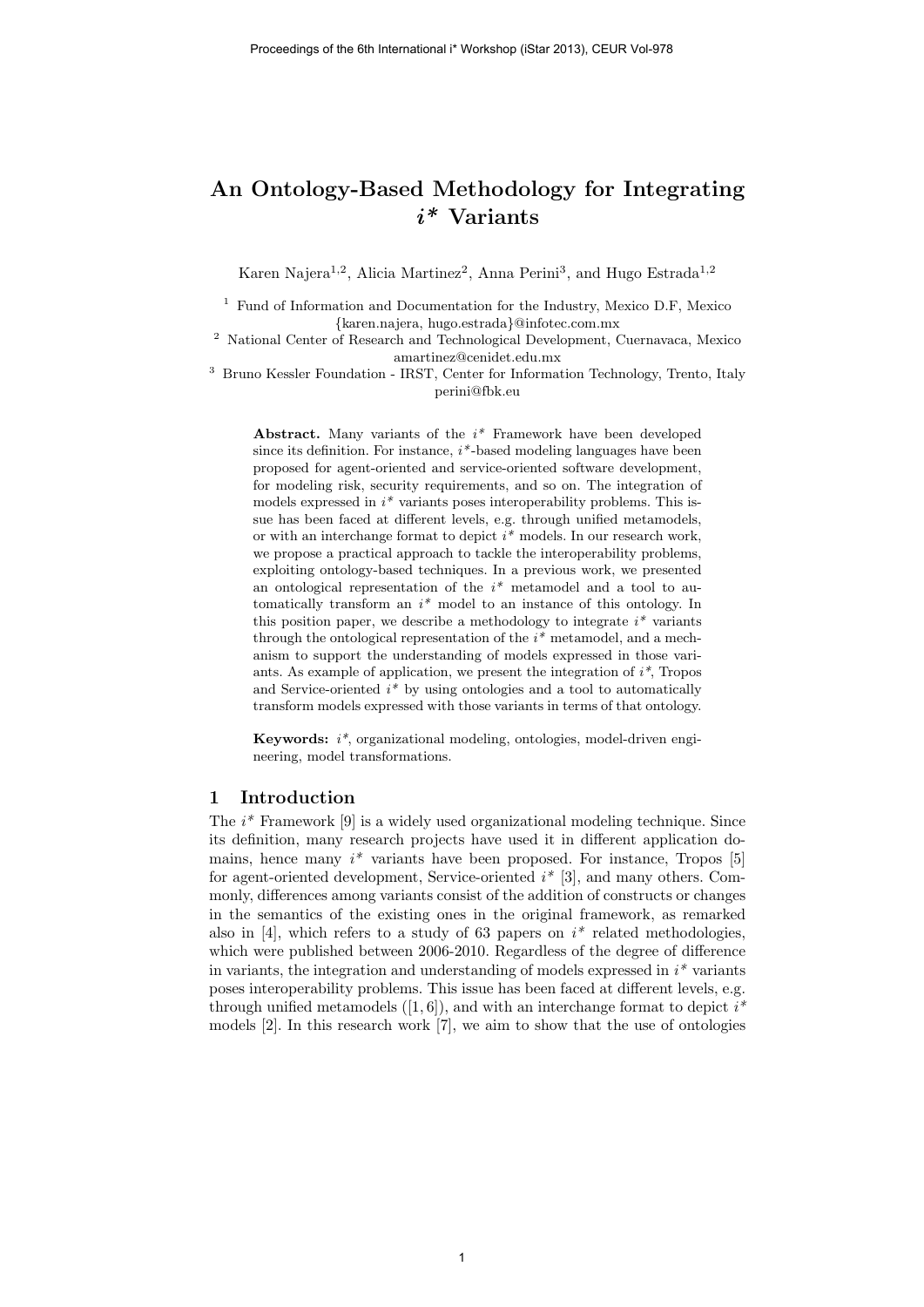# An Ontology-Based Methodology for Integrating *i** Variants

Karen Najera[1,2], Alicia Martinez[2], Anna Perini[3], and Hugo Estrada[1,2]

[1] Fund of Information and Documentation for the Industry, Mexico D.F, Mexico
{karen.najera, hugo.estrada}@infotec.com.mx

[2] National Center of Research and Technological Development, Cuernavaca, Mexico
amartinez@cenidet.edu.mx

[3] Bruno Kessler Foundation - IRST, Center for Information Technology, Trento, Italy
perini@fbk.eu

**Abstract.** Many variants of the *i** Framework have been developed since its definition. For instance, *i**-based modeling languages have been proposed for agent-oriented and service-oriented software development, for modeling risk, security requirements, and so on. The integration of models expressed in *i** variants poses interoperability problems. This issue has been faced at different levels, e.g. through unified metamodels, or with an interchange format to depict *i** models. In our research work, we propose a practical approach to tackle the interoperability problems, exploiting ontology-based techniques. In a previous work, we presented an ontological representation of the *i** metamodel and a tool to automatically transform an *i** model to an instance of this ontology. In this position paper, we describe a methodology to integrate *i** variants through the ontological representation of the *i** metamodel, and a mechanism to support the understanding of models expressed in those variants. As example of application, we present the integration of *i**, Tropos and Service-oriented *i** by using ontologies and a tool to automatically transform models expressed with those variants in terms of that ontology.

**Keywords:** *i**, organizational modeling, ontologies, model-driven engineering, model transformations.

## 1 Introduction

The *i** Framework [9] is a widely used organizational modeling technique. Since its definition, many research projects have used it in different application domains, hence many *i** variants have been proposed. For instance, Tropos [5] for agent-oriented development, Service-oriented *i** [3], and many others. Commonly, differences among variants consist of the addition of constructs or changes in the semantics of the existing ones in the original framework, as remarked also in [4], which refers to a study of 63 papers on *i** related methodologies, which were published between 2006-2010. Regardless of the degree of difference in variants, the integration and understanding of models expressed in *i** variants poses interoperability problems. This issue has been faced at different levels, e.g. through unified metamodels ([1, 6]), and with an interchange format to depict *i** models [2]. In this research work [7], we aim to show that the use of ontologies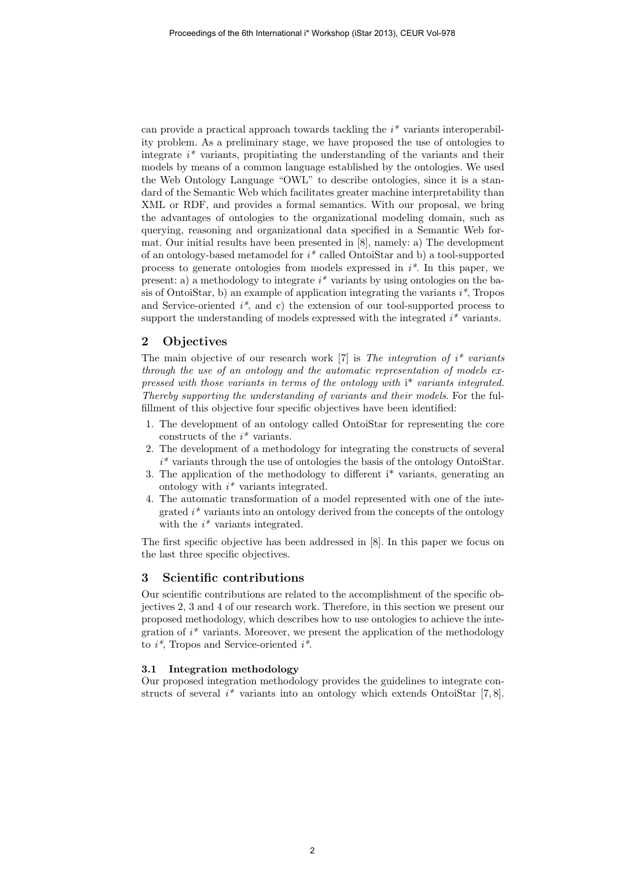can provide a practical approach towards tackling the *i** variants interoperability problem. As a preliminary stage, we have proposed the use of ontologies to integrate *i** variants, propitiating the understanding of the variants and their models by means of a common language established by the ontologies. We used the Web Ontology Language "OWL" to describe ontologies, since it is a standard of the Semantic Web which facilitates greater machine interpretability than XML or RDF, and provides a formal semantics. With our proposal, we bring the advantages of ontologies to the organizational modeling domain, such as querying, reasoning and organizational data specified in a Semantic Web format. Our initial results have been presented in [8], namely: a) The development of an ontology-based metamodel for *i** called OntoiStar and b) a tool-supported process to generate ontologies from models expressed in *i**. In this paper, we present: a) a methodology to integrate *i** variants by using ontologies on the basis of OntoiStar, b) an example of application integrating the variants *i**, Tropos and Service-oriented *i**, and c) the extension of our tool-supported process to support the understanding of models expressed with the integrated *i** variants.

## 2 Objectives

The main objective of our research work [7] is *The integration of i* variants through the use of an ontology and the automatic representation of models expressed with those variants in terms of the ontology with* i* *variants integrated. Thereby supporting the understanding of variants and their models*. For the fulfillment of this objective four specific objectives have been identified:

1. The development of an ontology called OntoiStar for representing the core constructs of the *i** variants.
2. The development of a methodology for integrating the constructs of several *i** variants through the use of ontologies the basis of the ontology OntoiStar.
3. The application of the methodology to different i* variants, generating an ontology with *i** variants integrated.
4. The automatic transformation of a model represented with one of the integrated *i** variants into an ontology derived from the concepts of the ontology with the *i** variants integrated.

The first specific objective has been addressed in [8]. In this paper we focus on the last three specific objectives.

## 3 Scientific contributions

Our scientific contributions are related to the accomplishment of the specific objectives 2, 3 and 4 of our research work. Therefore, in this section we present our proposed methodology, which describes how to use ontologies to achieve the integration of *i** variants. Moreover, we present the application of the methodology to *i**, Tropos and Service-oriented *i**.

### 3.1 Integration methodology

Our proposed integration methodology provides the guidelines to integrate constructs of several *i** variants into an ontology which extends OntoiStar [7, 8].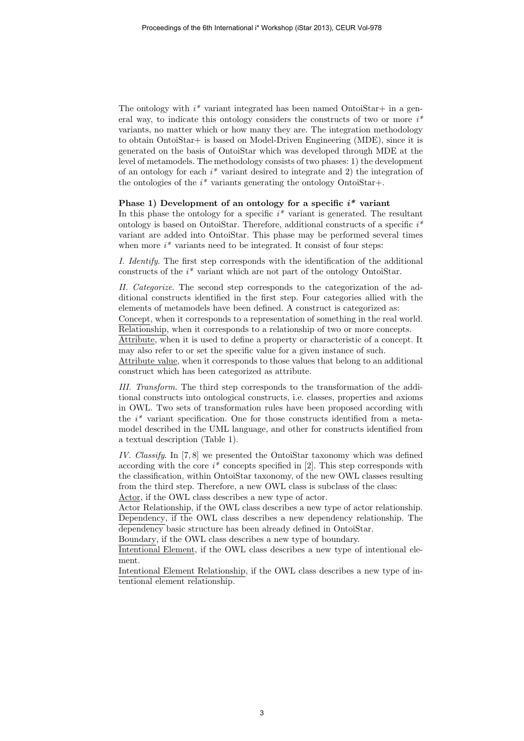The ontology with $i^*$ variant integrated has been named OntoiStar+ in a general way, to indicate this ontology considers the constructs of two or more $i^*$ variants, no matter which or how many they are. The integration methodology to obtain OntoiStar+ is based on Model-Driven Engineering (MDE), since it is generated on the basis of OntoiStar which was developed through MDE at the level of metamodels. The methodology consists of two phases: 1) the development of an ontology for each $i^*$ variant desired to integrate and 2) the integration of the ontologies of the $i^*$ variants generating the ontology OntoiStar+.

**Phase 1) Development of an ontology for a specific $i^*$ variant**
In this phase the ontology for a specific $i^*$ variant is generated. The resultant ontology is based on OntoiStar. Therefore, additional constructs of a specific $i^*$ variant are added into OntoiStar. This phase may be performed several times when more $i^*$ variants need to be integrated. It consist of four steps:

*I. Identify*. The first step corresponds with the identification of the additional constructs of the $i^*$ variant which are not part of the ontology OntoiStar.

*II. Categorize*. The second step corresponds to the categorization of the additional constructs identified in the first step. Four categories allied with the elements of metamodels have been defined. A construct is categorized as:
Concept, when it corresponds to a representation of something in the real world.
Relationship, when it corresponds to a relationship of two or more concepts.
Attribute, when it is used to define a property or characteristic of a concept. It may also refer to or set the specific value for a given instance of such.
Attribute value, when it corresponds to those values that belong to an additional construct which has been categorized as attribute.

*III. Transform*. The third step corresponds to the transformation of the additional constructs into ontological constructs, i.e. classes, properties and axioms in OWL. Two sets of transformation rules have been proposed according with the $i^*$ variant specification. One for those constructs identified from a metamodel described in the UML language, and other for constructs identified from a textual description (Table 1).

*IV. Classify*. In [7, 8] we presented the OntoiStar taxonomy which was defined according with the core $i^*$ concepts specified in [2]. This step corresponds with the classification, within OntoiStar taxonomy, of the new OWL classes resulting from the third step. Therefore, a new OWL class is subclass of the class:
Actor, if the OWL class describes a new type of actor.
Actor Relationship, if the OWL class describes a new type of actor relationship.
Dependency, if the OWL class describes a new dependency relationship. The dependency basic structure has been already defined in OntoiStar.
Boundary, if the OWL class describes a new type of boundary.
Intentional Element, if the OWL class describes a new type of intentional element.
Intentional Element Relationship, if the OWL class describes a new type of intentional element relationship.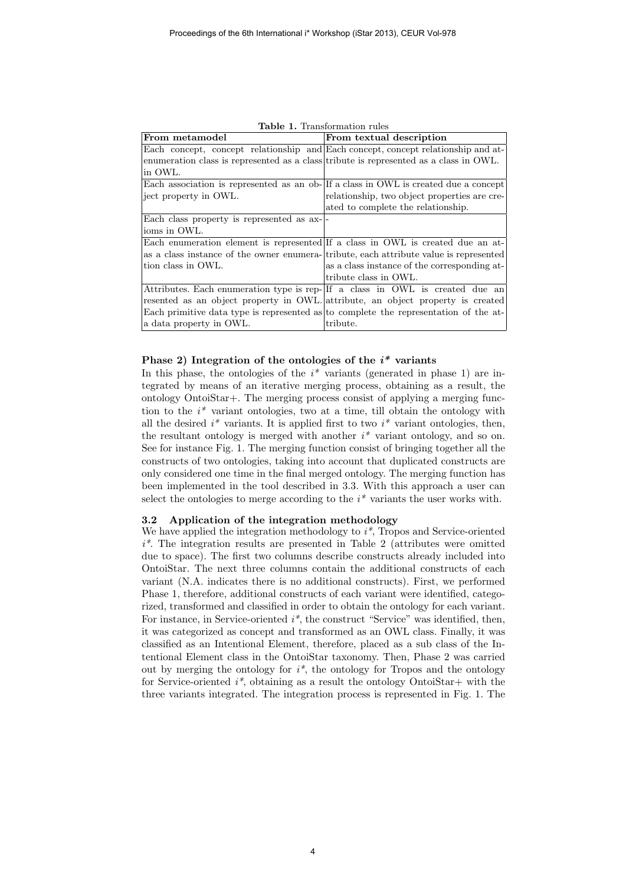**Table 1.** Transformation rules

| From metamodel | From textual description |
|---|---|
| Each concept, concept relationship and enumeration class is represented as a class in OWL. | Each concept, concept relationship and attribute is represented as a class in OWL. |
| Each association is represented as an object property in OWL. | If a class in OWL is created due a concept relationship, two object properties are created to complete the relationship. |
| Each class property is represented as axioms in OWL. | - |
| Each enumeration element is represented as a class instance of the owner enumeration class in OWL. | If a class in OWL is created due an attribute, each attribute value is represented as a class instance of the corresponding attribute class in OWL. |
| Attributes. Each enumeration type is represented as an object property in OWL. Each primitive data type is represented as a data property in OWL. | If a class in OWL is created due an attribute, an object property is created to complete the representation of the attribute. |

**Phase 2) Integration of the ontologies of the *i\** variants**

In this phase, the ontologies of the *i\** variants (generated in phase 1) are integrated by means of an iterative merging process, obtaining as a result, the ontology OntoiStar+. The merging process consist of applying a merging function to the *i\** variant ontologies, two at a time, till obtain the ontology with all the desired *i\** variants. It is applied first to two *i\** variant ontologies, then, the resultant ontology is merged with another *i\** variant ontology, and so on. See for instance Fig. 1. The merging function consist of bringing together all the constructs of two ontologies, taking into account that duplicated constructs are only considered one time in the final merged ontology. The merging function has been implemented in the tool described in 3.3. With this approach a user can select the ontologies to merge according to the *i\** variants the user works with.

### 3.2 Application of the integration methodology

We have applied the integration methodology to *i\**, Tropos and Service-oriented *i\**. The integration results are presented in Table 2 (attributes were omitted due to space). The first two columns describe constructs already included into OntoiStar. The next three columns contain the additional constructs of each variant (N.A. indicates there is no additional constructs). First, we performed Phase 1, therefore, additional constructs of each variant were identified, categorized, transformed and classified in order to obtain the ontology for each variant. For instance, in Service-oriented *i\**, the construct "Service" was identified, then, it was categorized as concept and transformed as an OWL class. Finally, it was classified as an Intentional Element, therefore, placed as a sub class of the Intentional Element class in the OntoiStar taxonomy. Then, Phase 2 was carried out by merging the ontology for *i\**, the ontology for Tropos and the ontology for Service-oriented *i\**, obtaining as a result the ontology OntoiStar+ with the three variants integrated. The integration process is represented in Fig. 1. The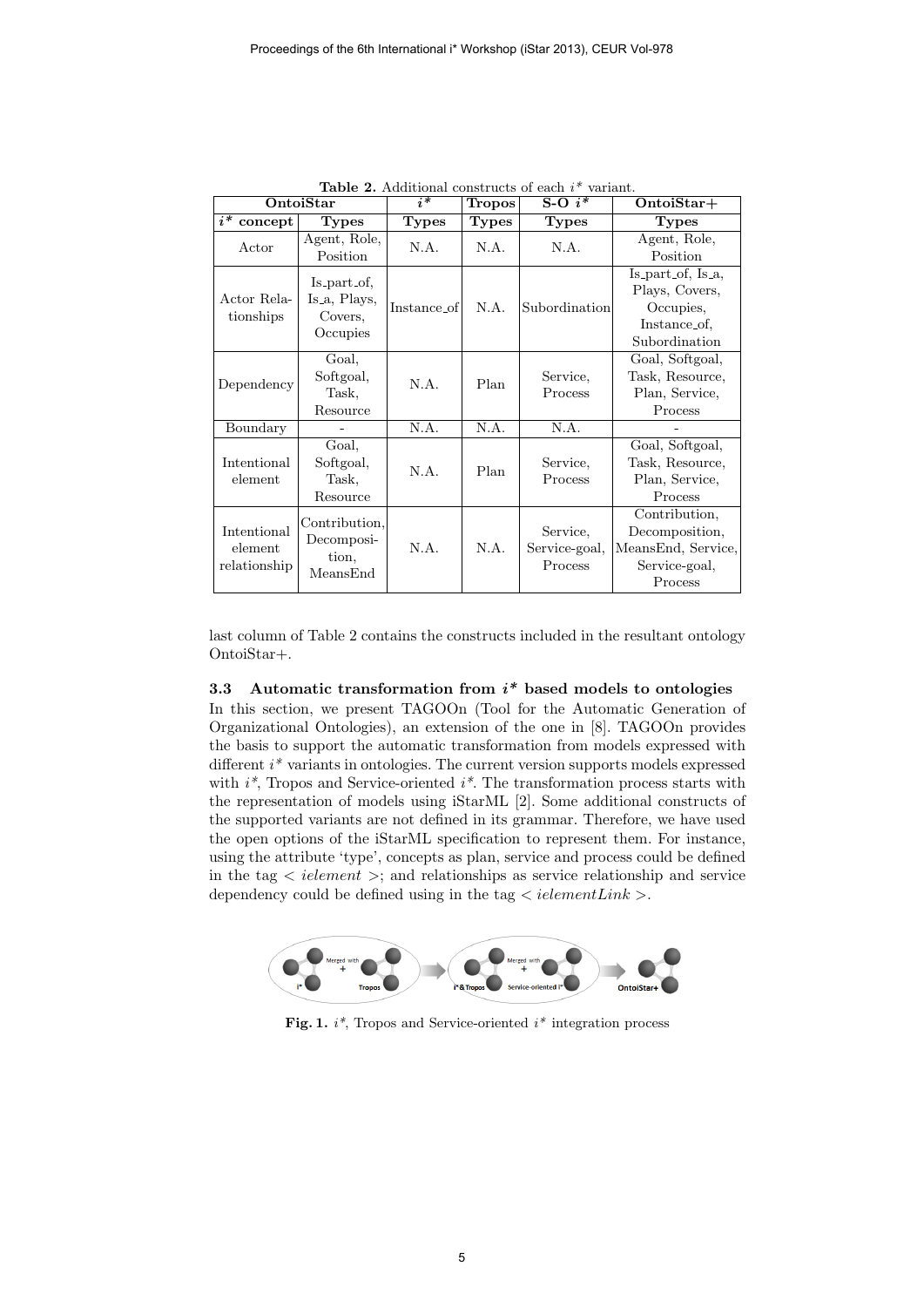**Table 2.** Additional constructs of each $i^*$ variant.

| OntoiStar | | $i^*$ | Tropos | S-O $i^*$ | OntoiStar+ |
|---|---|---|---|---|---|
| $i^*$ concept | Types | Types | Types | Types | Types |
| Actor | Agent, Role, Position | N.A. | N.A. | N.A. | Agent, Role, Position |
| Actor Relationships | Is_part_of, Is_a, Plays, Covers, Occupies | Instance_of | N.A. | Subordination | Is_part_of, Is_a, Plays, Covers, Occupies, Instance_of, Subordination |
| Dependency | Goal, Softgoal, Task, Resource | N.A. | Plan | Service, Process | Goal, Softgoal, Task, Resource, Plan, Service, Process |
| Boundary | - | N.A. | N.A. | N.A. | - |
| Intentional element | Goal, Softgoal, Task, Resource | N.A. | Plan | Service, Process | Goal, Softgoal, Task, Resource, Plan, Service, Process |
| Intentional element relationship | Contribution, Decomposition, MeansEnd | N.A. | N.A. | Service, Service-goal, Process | Contribution, Decomposition, MeansEnd, Service, Service-goal, Process |

last column of Table 2 contains the constructs included in the resultant ontology OntoiStar+.

### 3.3 Automatic transformation from $i^*$ based models to ontologies

In this section, we present TAGOOn (Tool for the Automatic Generation of Organizational Ontologies), an extension of the one in [8]. TAGOOn provides the basis to support the automatic transformation from models expressed with different $i^*$ variants in ontologies. The current version supports models expressed with $i^*$, Tropos and Service-oriented $i^*$. The transformation process starts with the representation of models using iStarML [2]. Some additional constructs of the supported variants are not defined in its grammar. Therefore, we have used the open options of the iStarML specification to represent them. For instance, using the attribute 'type', concepts as plan, service and process could be defined in the tag $< ielement >$; and relationships as service relationship and service dependency could be defined using in the tag $< ielementLink >$.

**Fig. 1.** $i^*$, Tropos and Service-oriented $i^*$ integration process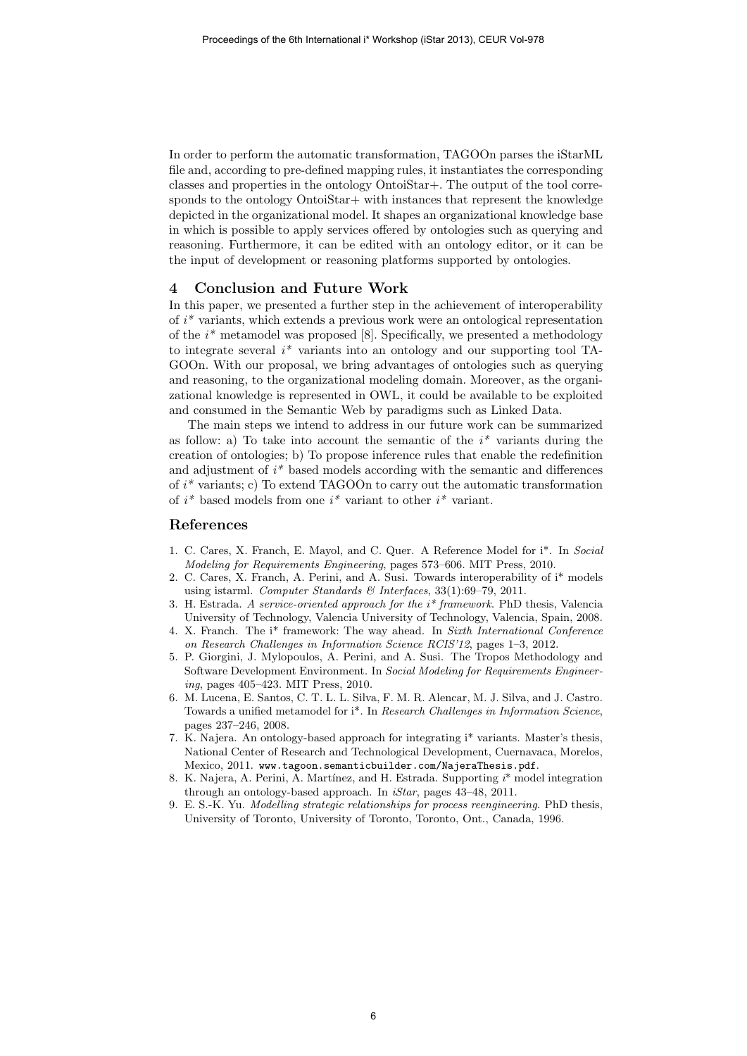In order to perform the automatic transformation, TAGOOn parses the iStarML file and, according to pre-defined mapping rules, it instantiates the corresponding classes and properties in the ontology OntoiStar+. The output of the tool corresponds to the ontology OntoiStar+ with instances that represent the knowledge depicted in the organizational model. It shapes an organizational knowledge base in which is possible to apply services offered by ontologies such as querying and reasoning. Furthermore, it can be edited with an ontology editor, or it can be the input of development or reasoning platforms supported by ontologies.

## 4 Conclusion and Future Work

In this paper, we presented a further step in the achievement of interoperability of *i\** variants, which extends a previous work were an ontological representation of the *i\** metamodel was proposed [8]. Specifically, we presented a methodology to integrate several *i\** variants into an ontology and our supporting tool TAGOOn. With our proposal, we bring advantages of ontologies such as querying and reasoning, to the organizational modeling domain. Moreover, as the organizational knowledge is represented in OWL, it could be available to be exploited and consumed in the Semantic Web by paradigms such as Linked Data.

The main steps we intend to address in our future work can be summarized as follow: a) To take into account the semantic of the *i\** variants during the creation of ontologies; b) To propose inference rules that enable the redefinition and adjustment of *i\** based models according with the semantic and differences of *i\** variants; c) To extend TAGOOn to carry out the automatic transformation of *i\** based models from one *i\** variant to other *i\** variant.

## References

1. C. Cares, X. Franch, E. Mayol, and C. Quer. A Reference Model for i\*. In *Social Modeling for Requirements Engineering*, pages 573–606. MIT Press, 2010.
2. C. Cares, X. Franch, A. Perini, and A. Susi. Towards interoperability of i\* models using istarml. *Computer Standards & Interfaces*, 33(1):69–79, 2011.
3. H. Estrada. *A service-oriented approach for the i\* framework*. PhD thesis, Valencia University of Technology, Valencia University of Technology, Valencia, Spain, 2008.
4. X. Franch. The i\* framework: The way ahead. In *Sixth International Conference on Research Challenges in Information Science RCIS'12*, pages 1–3, 2012.
5. P. Giorgini, J. Mylopoulos, A. Perini, and A. Susi. The Tropos Methodology and Software Development Environment. In *Social Modeling for Requirements Engineering*, pages 405–423. MIT Press, 2010.
6. M. Lucena, E. Santos, C. T. L. L. Silva, F. M. R. Alencar, M. J. Silva, and J. Castro. Towards a unified metamodel for i\*. In *Research Challenges in Information Science*, pages 237–246, 2008.
7. K. Najera. An ontology-based approach for integrating i\* variants. Master's thesis, National Center of Research and Technological Development, Cuernavaca, Morelos, Mexico, 2011. `www.tagoon.semanticbuilder.com/NajeraThesis.pdf`.
8. K. Najera, A. Perini, A. Martínez, and H. Estrada. Supporting *i\** model integration through an ontology-based approach. In *iStar*, pages 43–48, 2011.
9. E. S.-K. Yu. *Modelling strategic relationships for process reengineering*. PhD thesis, University of Toronto, University of Toronto, Toronto, Ont., Canada, 1996.